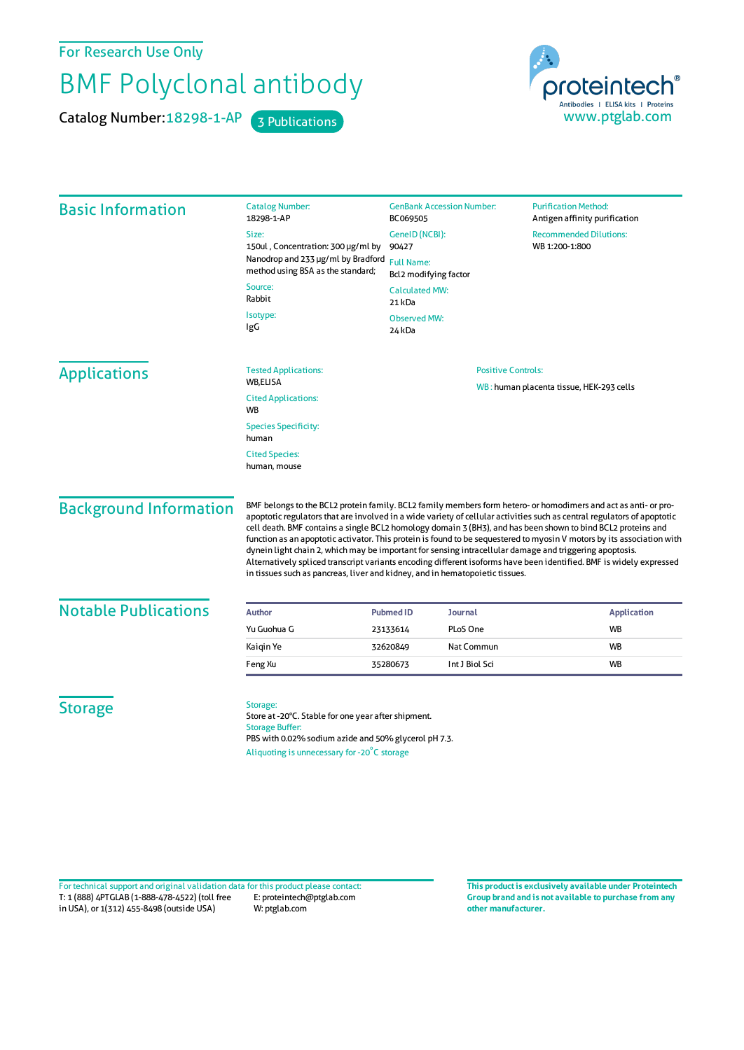For Research Use Only

# BMF Polyclonal antibody

Catalog Number: 18298-1-AP    3 Publications

proteintech®
Antibodies | ELISA kits | Proteins
www.ptglab.com

## Basic Information

Catalog Number:
18298-1-AP

Size:
150ul , Concentration: 300 μg/ml by Nanodrop and 233 μg/ml by Bradford method using BSA as the standard;

Source:
Rabbit

Isotype:
IgG

GenBank Accession Number:
BC069505

GeneID (NCBI):
90427

Full Name:
Bcl2 modifying factor

Calculated MW:
21 kDa

Observed MW:
24 kDa

Purification Method:
Antigen affinity purification

Recommended Dilutions:
WB 1:200-1:800

## Applications

Tested Applications:
WB,ELISA

Cited Applications:
WB

Species Specificity:
human

Cited Species:
human, mouse

Positive Controls:

WB : human placenta tissue, HEK-293 cells

## Background Information

BMF belongs to the BCL2 protein family. BCL2 family members form hetero- or homodimers and act as anti- or pro-apoptotic regulators that are involved in a wide variety of cellular activities such as central regulators of apoptotic cell death. BMF contains a single BCL2 homology domain 3 (BH3), and has been shown to bind BCL2 proteins and function as an apoptotic activator. This protein is found to be sequestered to myosin V motors by its association with dynein light chain 2, which may be important for sensing intracellular damage and triggering apoptosis. Alternatively spliced transcript variants encoding different isoforms have been identified. BMF is widely expressed in tissues such as pancreas, liver and kidney, and in hematopoietic tissues.

## Notable Publications

| Author | Pubmed ID | Journal | Application |
|---|---|---|---|
| Yu Guohua G | 23133614 | PLoS One | WB |
| Kaiqin Ye | 32620849 | Nat Commun | WB |
| Feng Xu | 35280673 | Int J Biol Sci | WB |

## Storage

Storage:
Store at -20°C. Stable for one year after shipment.
Storage Buffer:
PBS with 0.02% sodium azide and 50% glycerol pH 7.3.
Aliquoting is unnecessary for -20°C storage

For technical support and original validation data for this product please contact:
T: 1 (888) 4PTGLAB (1-888-478-4522) (toll free in USA), or 1(312) 455-8498 (outside USA)
E: proteintech@ptglab.com
W: ptglab.com

**This product is exclusively available under Proteintech Group brand and is not available to purchase from any other manufacturer.**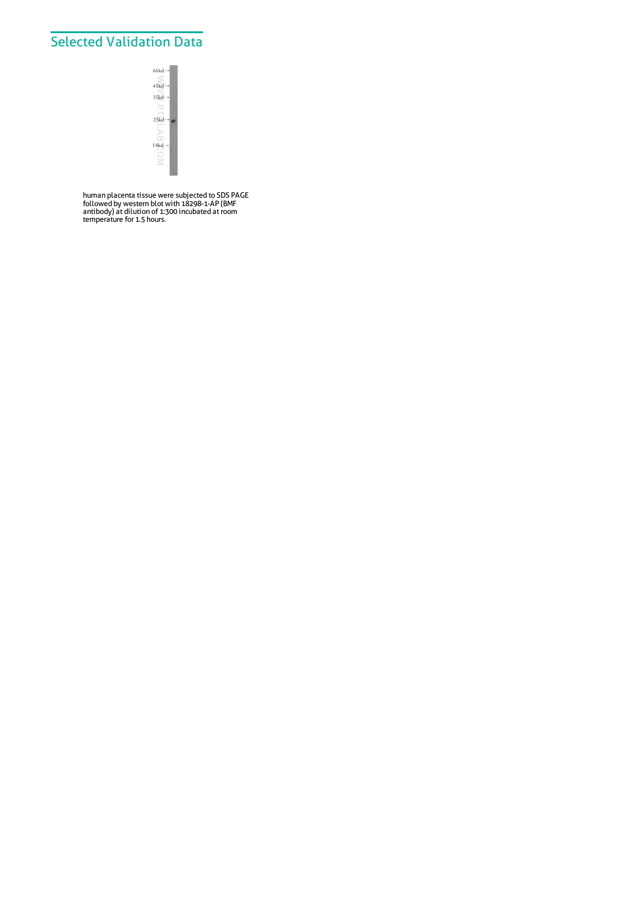## Selected Validation Data

66kd→
45kd→
35kd→
25kd→
14kd→

human placenta tissue were subjected to SDS PAGE followed by western blot with 18298-1-AP (BMF antibody) at dilution of 1:300 incubated at room temperature for 1.5 hours.